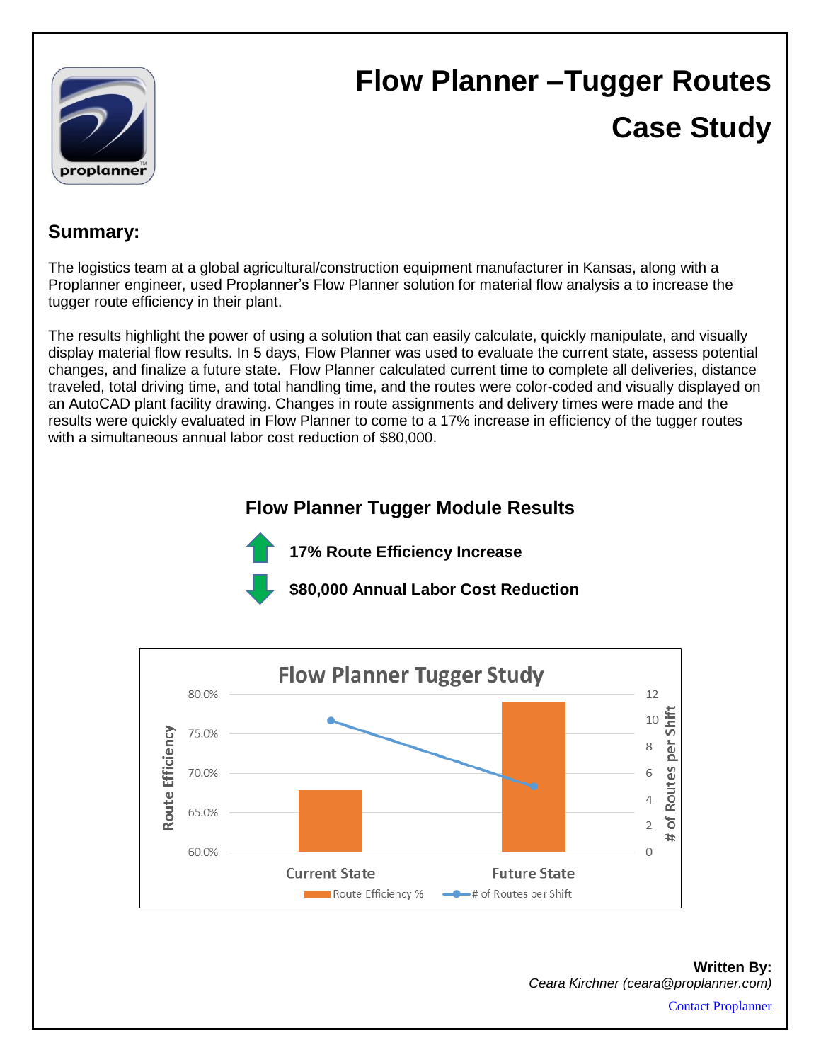# Flow Planner –Tugger Routes Case Study

## Summary:

The logistics team at a global agricultural/construction equipment manufacturer in Kansas, along with a Proplanner engineer, used Proplanner's Flow Planner solution for material flow analysis a to increase the tugger route efficiency in their plant.

The results highlight the power of using a solution that can easily calculate, quickly manipulate, and visually display material flow results. In 5 days, Flow Planner was used to evaluate the current state, assess potential changes, and finalize a future state. Flow Planner calculated current time to complete all deliveries, distance traveled, total driving time, and total handling time, and the routes were color-coded and visually displayed on an AutoCAD plant facility drawing. Changes in route assignments and delivery times were made and the results were quickly evaluated in Flow Planner to come to a 17% increase in efficiency of the tugger routes with a simultaneous annual labor cost reduction of $80,000.

### Flow Planner Tugger Module Results

**17% Route Efficiency Increase**

**$80,000 Annual Labor Cost Reduction**

**Flow Planner Tugger Study**

| | Current State | Future State |
|---|---|---|
| Route Efficiency % | ~68% | ~79% |
| # of Routes per Shift | ~10 | ~5 |

**Written By:**
*Ceara Kirchner (ceara@proplanner.com)*

Contact Proplanner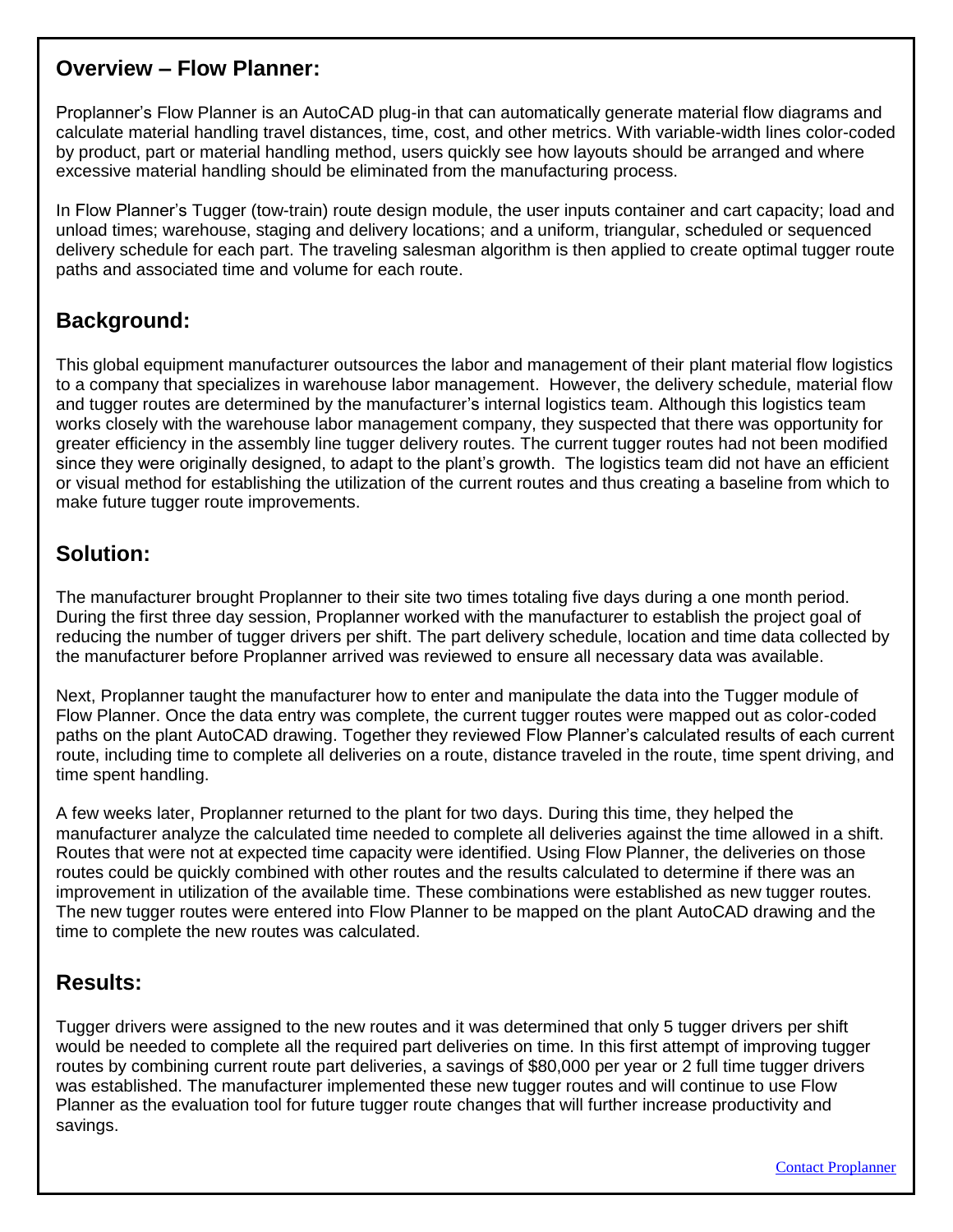## Overview – Flow Planner:

Proplanner's Flow Planner is an AutoCAD plug-in that can automatically generate material flow diagrams and calculate material handling travel distances, time, cost, and other metrics. With variable-width lines color-coded by product, part or material handling method, users quickly see how layouts should be arranged and where excessive material handling should be eliminated from the manufacturing process.

In Flow Planner's Tugger (tow-train) route design module, the user inputs container and cart capacity; load and unload times; warehouse, staging and delivery locations; and a uniform, triangular, scheduled or sequenced delivery schedule for each part. The traveling salesman algorithm is then applied to create optimal tugger route paths and associated time and volume for each route.

## Background:

This global equipment manufacturer outsources the labor and management of their plant material flow logistics to a company that specializes in warehouse labor management. However, the delivery schedule, material flow and tugger routes are determined by the manufacturer's internal logistics team. Although this logistics team works closely with the warehouse labor management company, they suspected that there was opportunity for greater efficiency in the assembly line tugger delivery routes. The current tugger routes had not been modified since they were originally designed, to adapt to the plant's growth. The logistics team did not have an efficient or visual method for establishing the utilization of the current routes and thus creating a baseline from which to make future tugger route improvements.

## Solution:

The manufacturer brought Proplanner to their site two times totaling five days during a one month period. During the first three day session, Proplanner worked with the manufacturer to establish the project goal of reducing the number of tugger drivers per shift. The part delivery schedule, location and time data collected by the manufacturer before Proplanner arrived was reviewed to ensure all necessary data was available.

Next, Proplanner taught the manufacturer how to enter and manipulate the data into the Tugger module of Flow Planner. Once the data entry was complete, the current tugger routes were mapped out as color-coded paths on the plant AutoCAD drawing. Together they reviewed Flow Planner's calculated results of each current route, including time to complete all deliveries on a route, distance traveled in the route, time spent driving, and time spent handling.

A few weeks later, Proplanner returned to the plant for two days. During this time, they helped the manufacturer analyze the calculated time needed to complete all deliveries against the time allowed in a shift. Routes that were not at expected time capacity were identified. Using Flow Planner, the deliveries on those routes could be quickly combined with other routes and the results calculated to determine if there was an improvement in utilization of the available time. These combinations were established as new tugger routes. The new tugger routes were entered into Flow Planner to be mapped on the plant AutoCAD drawing and the time to complete the new routes was calculated.

## Results:

Tugger drivers were assigned to the new routes and it was determined that only 5 tugger drivers per shift would be needed to complete all the required part deliveries on time. In this first attempt of improving tugger routes by combining current route part deliveries, a savings of $80,000 per year or 2 full time tugger drivers was established. The manufacturer implemented these new tugger routes and will continue to use Flow Planner as the evaluation tool for future tugger route changes that will further increase productivity and savings.

Contact Proplanner